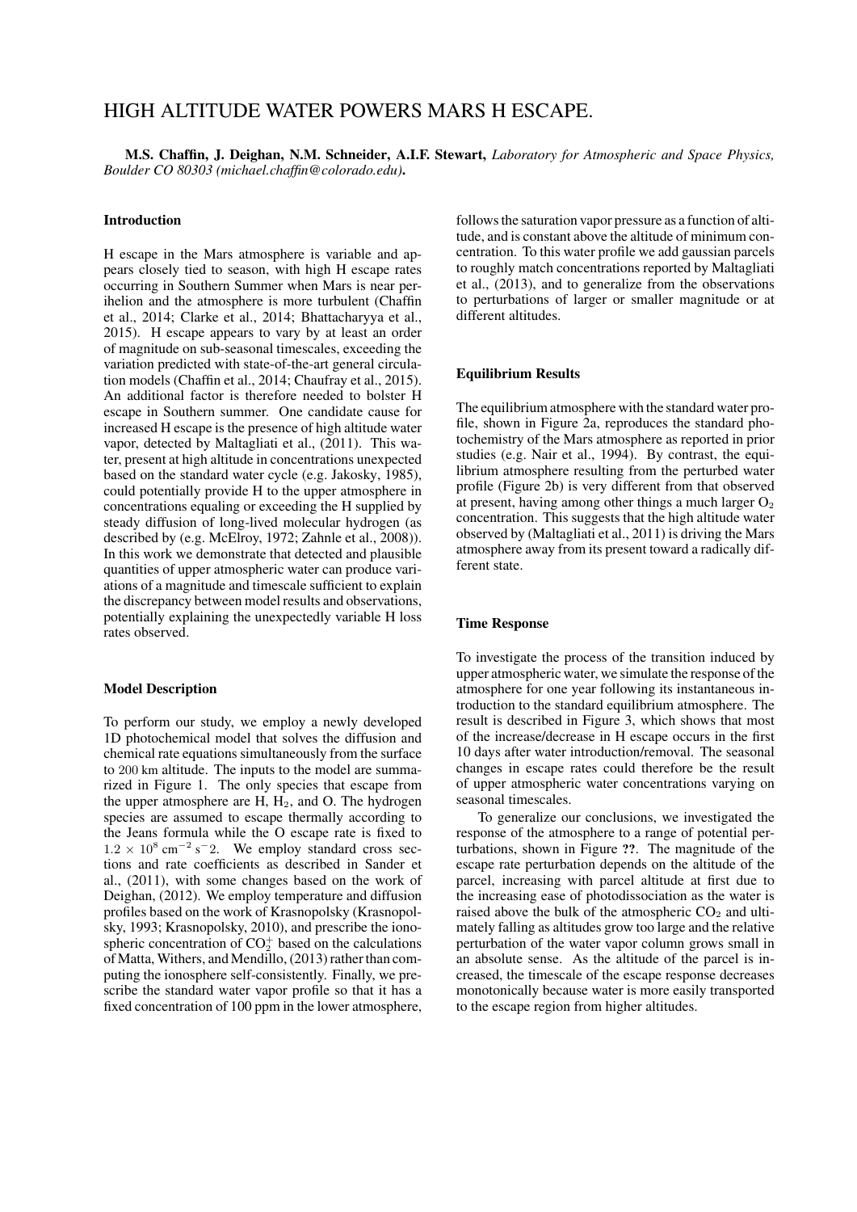# HIGH ALTITUDE WATER POWERS MARS H ESCAPE.

**M.S. Chaffin, J. Deighan, N.M. Schneider, A.I.F. Stewart,** *Laboratory for Atmospheric and Space Physics, Boulder CO 80303 (michael.chaffin@colorado.edu)*.

## Introduction

H escape in the Mars atmosphere is variable and appears closely tied to season, with high H escape rates occurring in Southern Summer when Mars is near perihelion and the atmosphere is more turbulent (Chaffin et al., 2014; Clarke et al., 2014; Bhattacharyya et al., 2015). H escape appears to vary by at least an order of magnitude on sub-seasonal timescales, exceeding the variation predicted with state-of-the-art general circulation models (Chaffin et al., 2014; Chaufray et al., 2015). An additional factor is therefore needed to bolster H escape in Southern summer. One candidate cause for increased H escape is the presence of high altitude water vapor, detected by Maltagliati et al., (2011). This water, present at high altitude in concentrations unexpected based on the standard water cycle (e.g. Jakosky, 1985), could potentially provide H to the upper atmosphere in concentrations equaling or exceeding the H supplied by steady diffusion of long-lived molecular hydrogen (as described by (e.g. McElroy, 1972; Zahnle et al., 2008)). In this work we demonstrate that detected and plausible quantities of upper atmospheric water can produce variations of a magnitude and timescale sufficient to explain the discrepancy between model results and observations, potentially explaining the unexpectedly variable H loss rates observed.

## Model Description

To perform our study, we employ a newly developed 1D photochemical model that solves the diffusion and chemical rate equations simultaneously from the surface to 200 km altitude. The inputs to the model are summarized in Figure 1. The only species that escape from the upper atmosphere are H, $H_2$, and O. The hydrogen species are assumed to escape thermally according to the Jeans formula while the O escape rate is fixed to $1.2 \times 10^8$ cm$^{-2}$ s$^{-}$2. We employ standard cross sections and rate coefficients as described in Sander et al., (2011), with some changes based on the work of Deighan, (2012). We employ temperature and diffusion profiles based on the work of Krasnopolsky (Krasnopolsky, 1993; Krasnopolsky, 2010), and prescribe the ionospheric concentration of $CO_2^+$ based on the calculations of Matta, Withers, and Mendillo, (2013) rather than computing the ionosphere self-consistently. Finally, we prescribe the standard water vapor profile so that it has a fixed concentration of 100 ppm in the lower atmosphere, follows the saturation vapor pressure as a function of altitude, and is constant above the altitude of minimum concentration. To this water profile we add gaussian parcels to roughly match concentrations reported by Maltagliati et al., (2013), and to generalize from the observations to perturbations of larger or smaller magnitude or at different altitudes.

## Equilibrium Results

The equilibrium atmosphere with the standard water profile, shown in Figure 2a, reproduces the standard photochemistry of the Mars atmosphere as reported in prior studies (e.g. Nair et al., 1994). By contrast, the equilibrium atmosphere resulting from the perturbed water profile (Figure 2b) is very different from that observed at present, having among other things a much larger $O_2$ concentration. This suggests that the high altitude water observed by (Maltagliati et al., 2011) is driving the Mars atmosphere away from its present toward a radically different state.

## Time Response

To investigate the process of the transition induced by upper atmospheric water, we simulate the response of the atmosphere for one year following its instantaneous introduction to the standard equilibrium atmosphere. The result is described in Figure 3, which shows that most of the increase/decrease in H escape occurs in the first 10 days after water introduction/removal. The seasonal changes in escape rates could therefore be the result of upper atmospheric water concentrations varying on seasonal timescales.

To generalize our conclusions, we investigated the response of the atmosphere to a range of potential perturbations, shown in Figure **??**. The magnitude of the escape rate perturbation depends on the altitude of the parcel, increasing with parcel altitude at first due to the increasing ease of photodissociation as the water is raised above the bulk of the atmospheric $CO_2$ and ultimately falling as altitudes grow too large and the relative perturbation of the water vapor column grows small in an absolute sense. As the altitude of the parcel is increased, the timescale of the escape response decreases monotonically because water is more easily transported to the escape region from higher altitudes.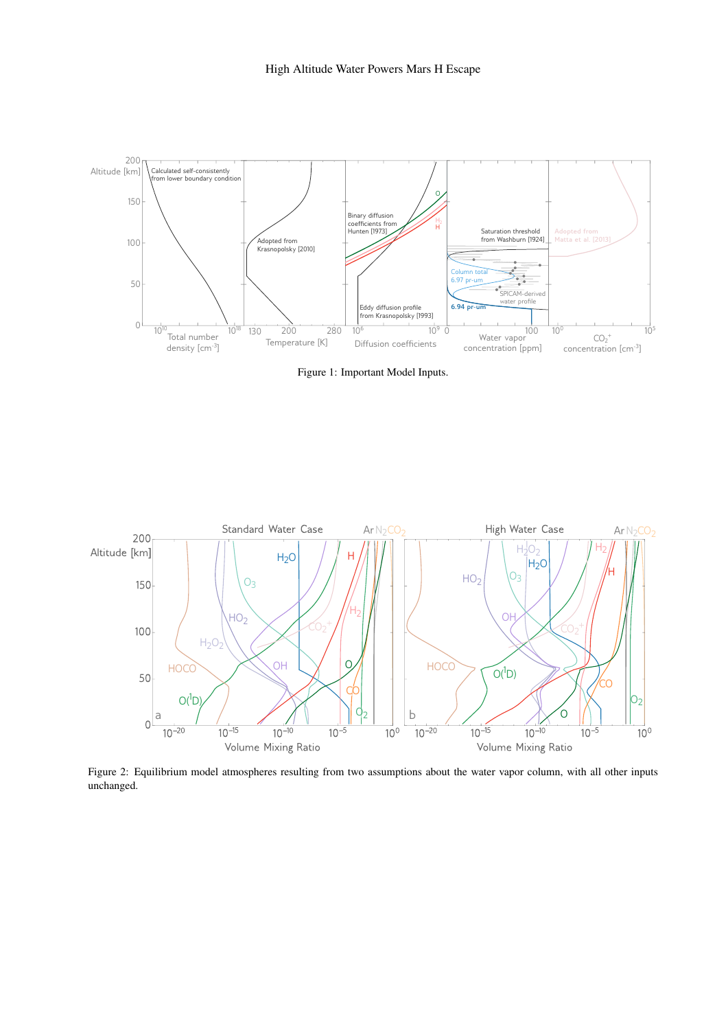Figure 1: Important Model Inputs.

Figure 2: Equilibrium model atmospheres resulting from two assumptions about the water vapor column, with all other inputs unchanged.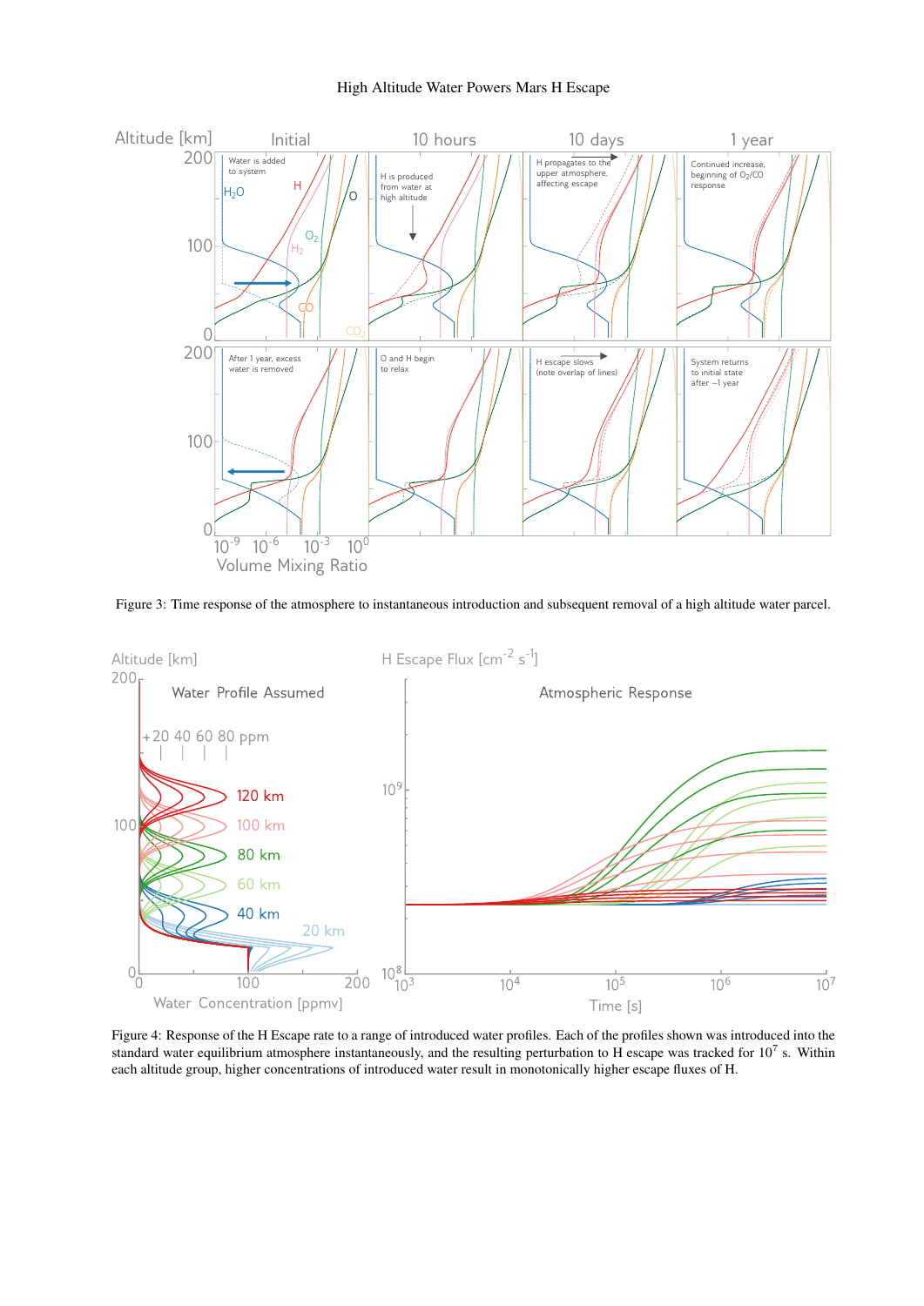Figure 3: Time response of the atmosphere to instantaneous introduction and subsequent removal of a high altitude water parcel.

Figure 4: Response of the H Escape rate to a range of introduced water profiles. Each of the profiles shown was introduced into the standard water equilibrium atmosphere instantaneously, and the resulting perturbation to H escape was tracked for $10^7$ s. Within each altitude group, higher concentrations of introduced water result in monotonically higher escape fluxes of H.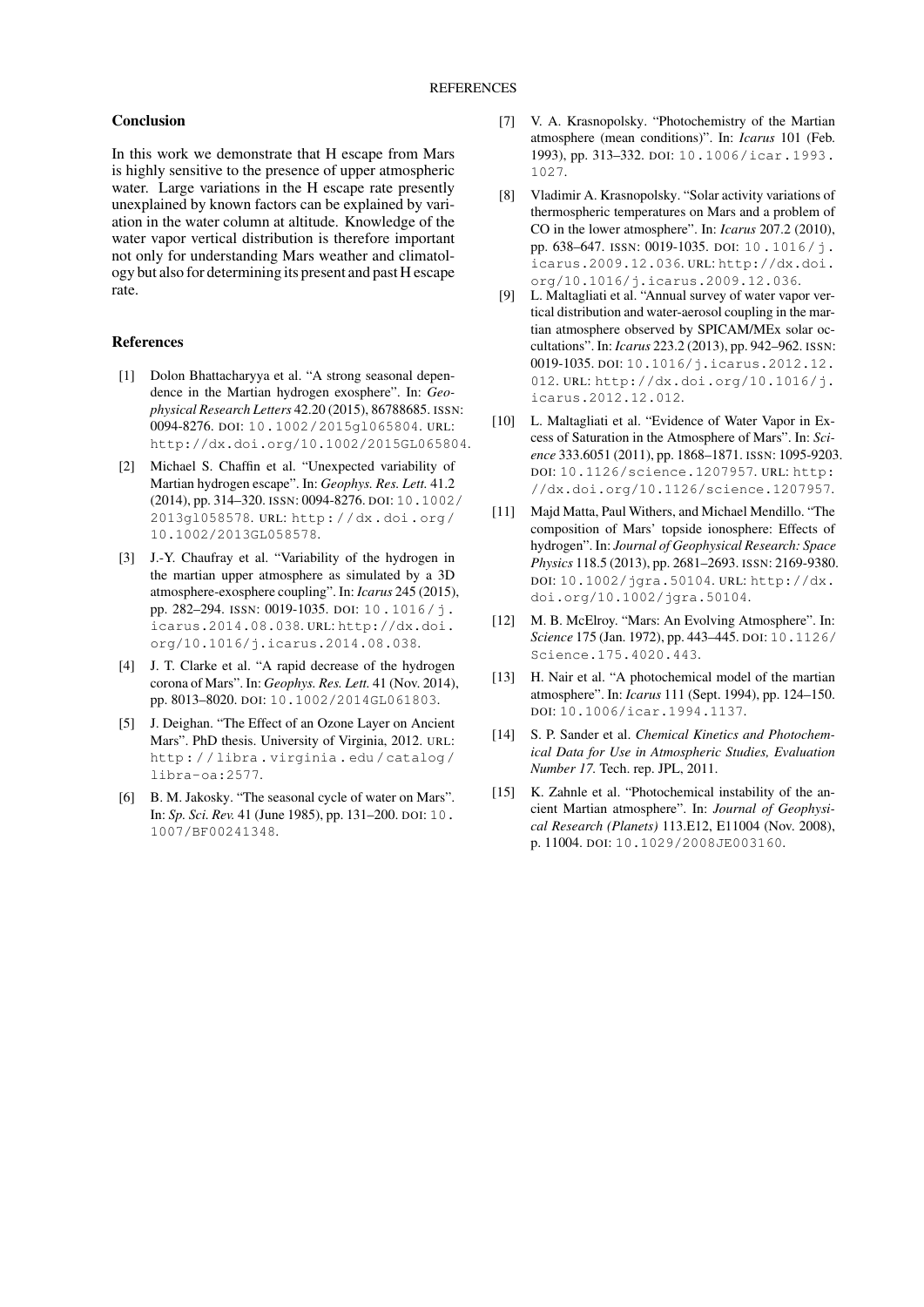## Conclusion

In this work we demonstrate that H escape from Mars is highly sensitive to the presence of upper atmospheric water. Large variations in the H escape rate presently unexplained by known factors can be explained by variation in the water column at altitude. Knowledge of the water vapor vertical distribution is therefore important not only for understanding Mars weather and climatology but also for determining its present and past H escape rate.

## References

[1] Dolon Bhattacharyya et al. "A strong seasonal dependence in the Martian hydrogen exosphere". In: *Geophysical Research Letters* 42.20 (2015), 86788685. ISSN: 0094-8276. DOI: 10.1002/2015gl065804. URL: http://dx.doi.org/10.1002/2015GL065804.

[2] Michael S. Chaffin et al. "Unexpected variability of Martian hydrogen escape". In: *Geophys. Res. Lett.* 41.2 (2014), pp. 314–320. ISSN: 0094-8276. DOI: 10.1002/2013gl058578. URL: http://dx.doi.org/10.1002/2013GL058578.

[3] J.-Y. Chaufray et al. "Variability of the hydrogen in the martian upper atmosphere as simulated by a 3D atmosphere-exosphere coupling". In: *Icarus* 245 (2015), pp. 282–294. ISSN: 0019-1035. DOI: 10.1016/j.icarus.2014.08.038. URL: http://dx.doi.org/10.1016/j.icarus.2014.08.038.

[4] J. T. Clarke et al. "A rapid decrease of the hydrogen corona of Mars". In: *Geophys. Res. Lett.* 41 (Nov. 2014), pp. 8013–8020. DOI: 10.1002/2014GL061803.

[5] J. Deighan. "The Effect of an Ozone Layer on Ancient Mars". PhD thesis. University of Virginia, 2012. URL: http://libra.virginia.edu/catalog/libra-oa:2577.

[6] B. M. Jakosky. "The seasonal cycle of water on Mars". In: *Sp. Sci. Rev.* 41 (June 1985), pp. 131–200. DOI: 10.1007/BF00241348.

[7] V. A. Krasnopolsky. "Photochemistry of the Martian atmosphere (mean conditions)". In: *Icarus* 101 (Feb. 1993), pp. 313–332. DOI: 10.1006/icar.1993.1027.

[8] Vladimir A. Krasnopolsky. "Solar activity variations of thermospheric temperatures on Mars and a problem of CO in the lower atmosphere". In: *Icarus* 207.2 (2010), pp. 638–647. ISSN: 0019-1035. DOI: 10.1016/j.icarus.2009.12.036. URL: http://dx.doi.org/10.1016/j.icarus.2009.12.036.

[9] L. Maltagliati et al. "Annual survey of water vapor vertical distribution and water-aerosol coupling in the martian atmosphere observed by SPICAM/MEx solar occultations". In: *Icarus* 223.2 (2013), pp. 942–962. ISSN: 0019-1035. DOI: 10.1016/j.icarus.2012.12.012. URL: http://dx.doi.org/10.1016/j.icarus.2012.12.012.

[10] L. Maltagliati et al. "Evidence of Water Vapor in Excess of Saturation in the Atmosphere of Mars". In: *Science* 333.6051 (2011), pp. 1868–1871. ISSN: 1095-9203. DOI: 10.1126/science.1207957. URL: http://dx.doi.org/10.1126/science.1207957.

[11] Majd Matta, Paul Withers, and Michael Mendillo. "The composition of Mars' topside ionosphere: Effects of hydrogen". In: *Journal of Geophysical Research: Space Physics* 118.5 (2013), pp. 2681–2693. ISSN: 2169-9380. DOI: 10.1002/jgra.50104. URL: http://dx.doi.org/10.1002/jgra.50104.

[12] M. B. McElroy. "Mars: An Evolving Atmosphere". In: *Science* 175 (Jan. 1972), pp. 443–445. DOI: 10.1126/Science.175.4020.443.

[13] H. Nair et al. "A photochemical model of the martian atmosphere". In: *Icarus* 111 (Sept. 1994), pp. 124–150. DOI: 10.1006/icar.1994.1137.

[14] S. P. Sander et al. *Chemical Kinetics and Photochemical Data for Use in Atmospheric Studies, Evaluation Number 17*. Tech. rep. JPL, 2011.

[15] K. Zahnle et al. "Photochemical instability of the ancient Martian atmosphere". In: *Journal of Geophysical Research (Planets)* 113.E12, E11004 (Nov. 2008), p. 11004. DOI: 10.1029/2008JE003160.